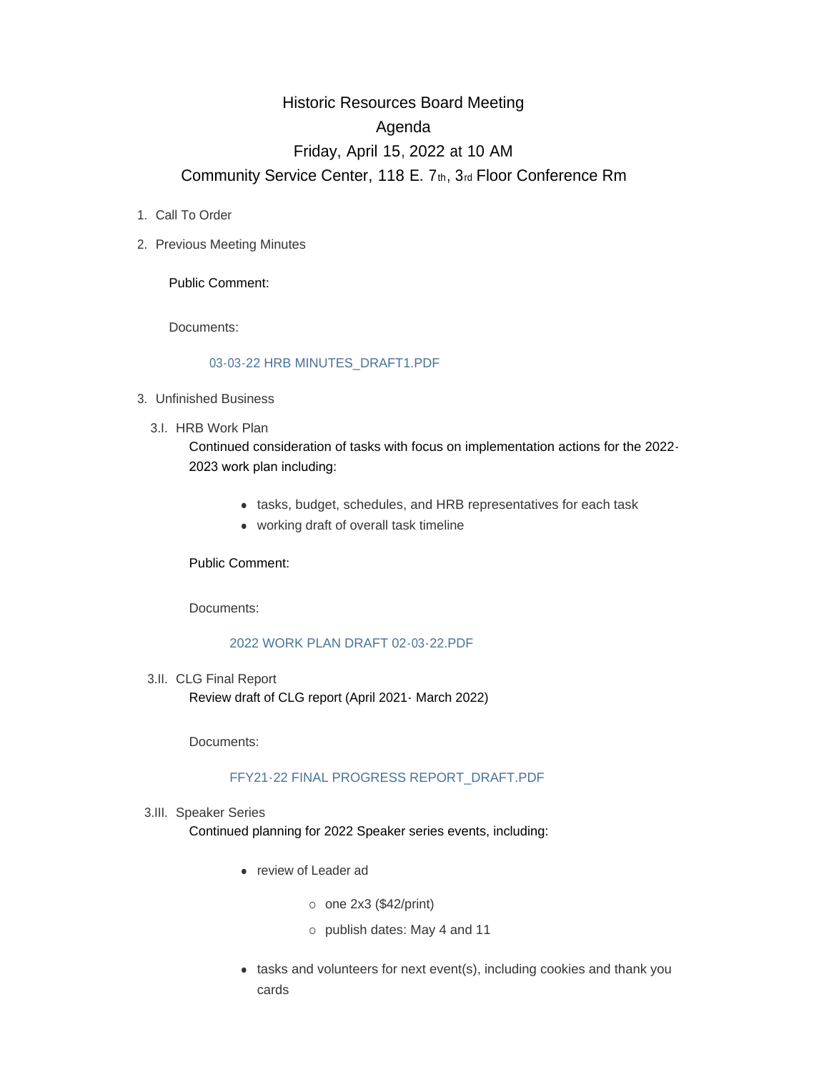# Historic Resources Board Meeting

## Agenda

## Friday, April 15, 2022 at 10 AM

## Community Service Center, 118 E. 7th, 3rd Floor Conference Rm

1. Call To Order
2. Previous Meeting Minutes

   Public Comment:

   Documents:

   03-03-22 HRB MINUTES_DRAFT1.PDF

3. Unfinished Business

   3.I. HRB Work Plan

   Continued consideration of tasks with focus on implementation actions for the 2022-2023 work plan including:

   - tasks, budget, schedules, and HRB representatives for each task
   - working draft of overall task timeline

   Public Comment:

   Documents:

   2022 WORK PLAN DRAFT 02-03-22.PDF

   3.II. CLG Final Report

   Review draft of CLG report (April 2021- March 2022)

   Documents:

   FFY21-22 FINAL PROGRESS REPORT_DRAFT.PDF

   3.III. Speaker Series

   Continued planning for 2022 Speaker series events, including:

   - review of Leader ad
     - one 2x3 ($42/print)
     - publish dates: May 4 and 11
   - tasks and volunteers for next event(s), including cookies and thank you cards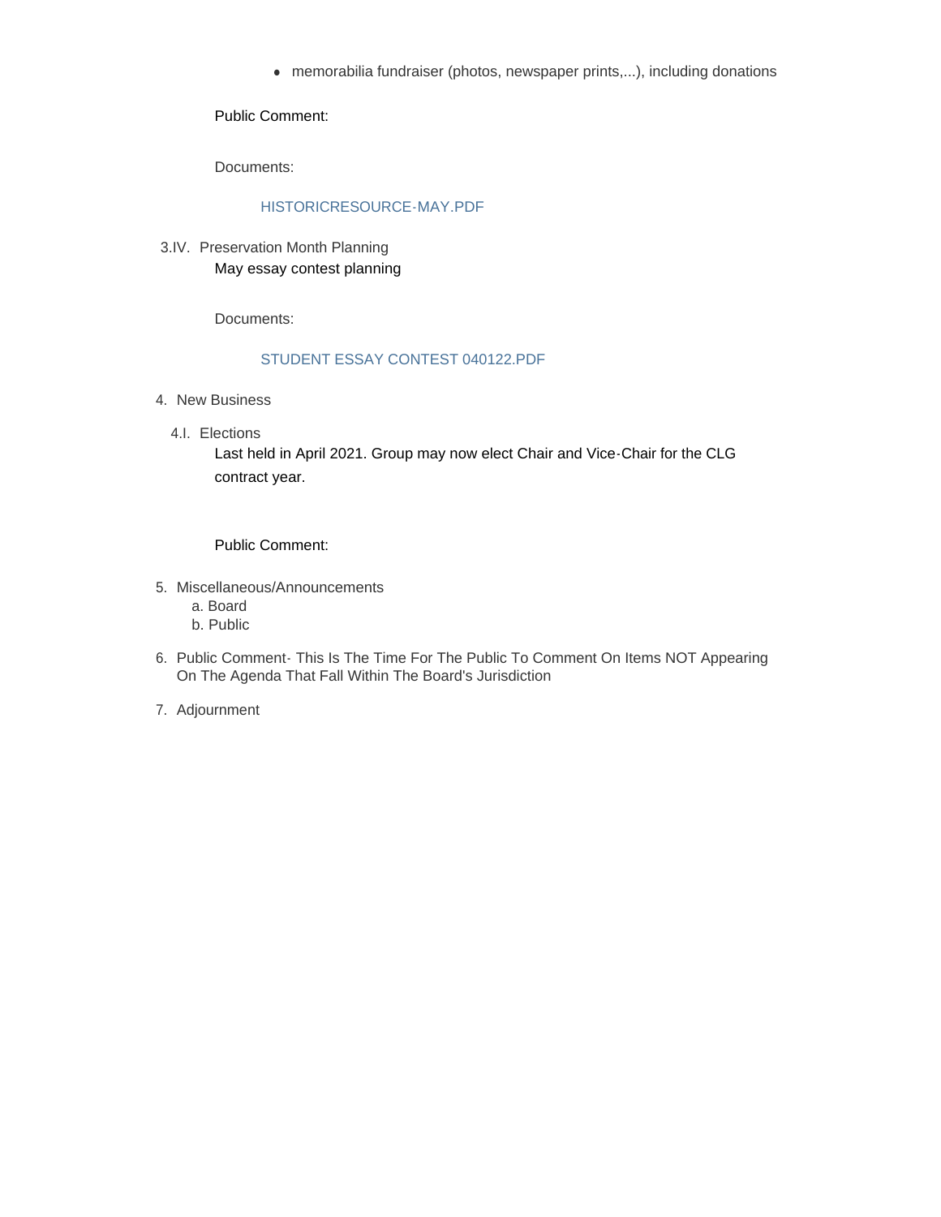- memorabilia fundraiser (photos, newspaper prints,...), including donations

Public Comment:

Documents:

HISTORICRESOURCE-MAY.PDF

3.IV. Preservation Month Planning

May essay contest planning

Documents:

STUDENT ESSAY CONTEST 040122.PDF

4. New Business

4.I. Elections

Last held in April 2021. Group may now elect Chair and Vice-Chair for the CLG contract year.

Public Comment:

5. Miscellaneous/Announcements
   a. Board
   b. Public

6. Public Comment- This Is The Time For The Public To Comment On Items NOT Appearing On The Agenda That Fall Within The Board's Jurisdiction

7. Adjournment